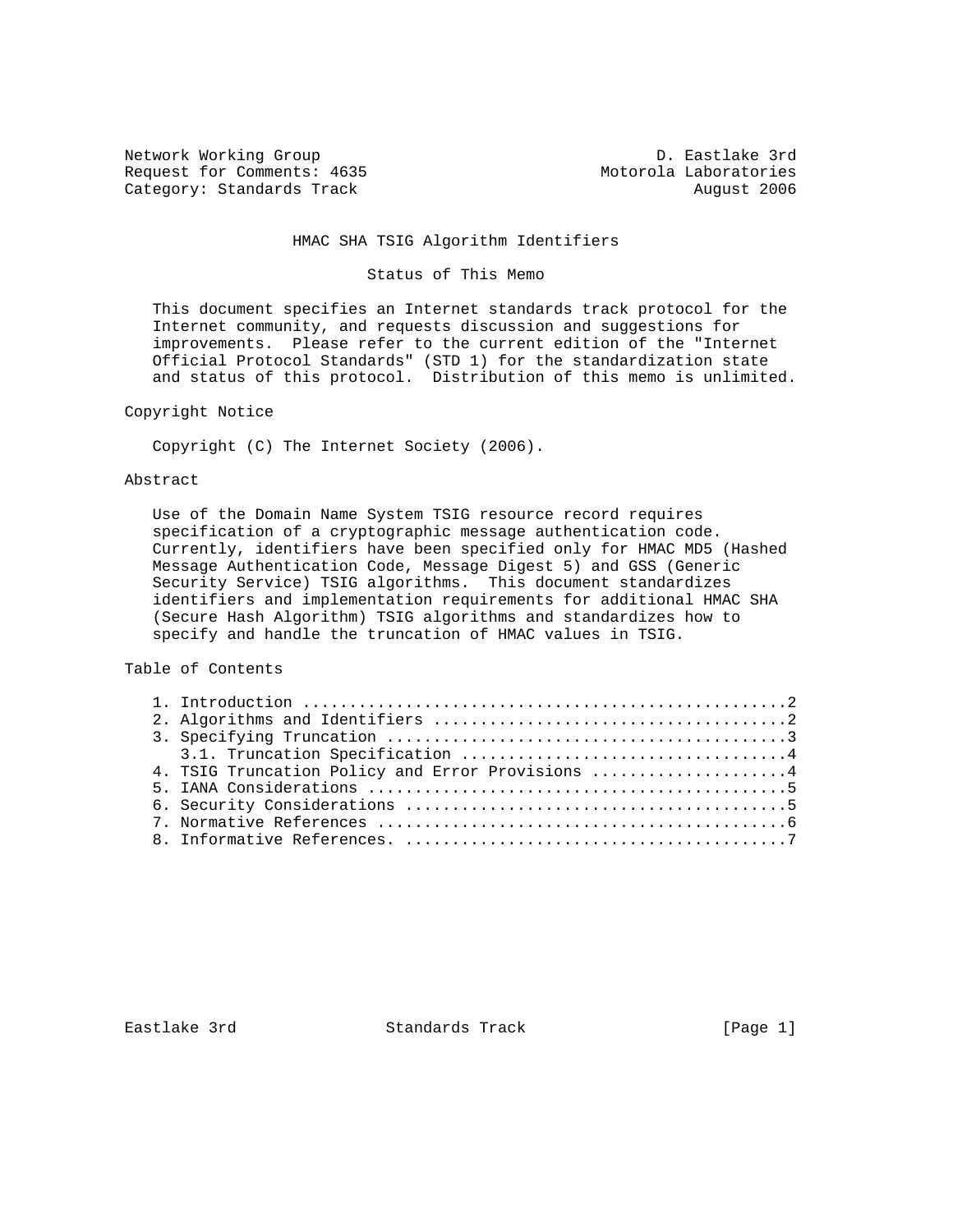Network Working Group D. Eastlake 3rd
Request for Comments: 4635 Motorola Laboratories
Category: Standards Track August 2006

# HMAC SHA TSIG Algorithm Identifiers

## Status of This Memo

This document specifies an Internet standards track protocol for the Internet community, and requests discussion and suggestions for improvements. Please refer to the current edition of the "Internet Official Protocol Standards" (STD 1) for the standardization state and status of this protocol. Distribution of this memo is unlimited.

## Copyright Notice

Copyright (C) The Internet Society (2006).

## Abstract

Use of the Domain Name System TSIG resource record requires specification of a cryptographic message authentication code. Currently, identifiers have been specified only for HMAC MD5 (Hashed Message Authentication Code, Message Digest 5) and GSS (Generic Security Service) TSIG algorithms. This document standardizes identifiers and implementation requirements for additional HMAC SHA (Secure Hash Algorithm) TSIG algorithms and standardizes how to specify and handle the truncation of HMAC values in TSIG.

## Table of Contents

1. Introduction ....................................................2
2. Algorithms and Identifiers ......................................2
3. Specifying Truncation ...........................................3
   3.1. Truncation Specification ...................................4
4. TSIG Truncation Policy and Error Provisions .....................4
5. IANA Considerations .............................................5
6. Security Considerations .........................................5
7. Normative References ............................................6
8. Informative References. .........................................7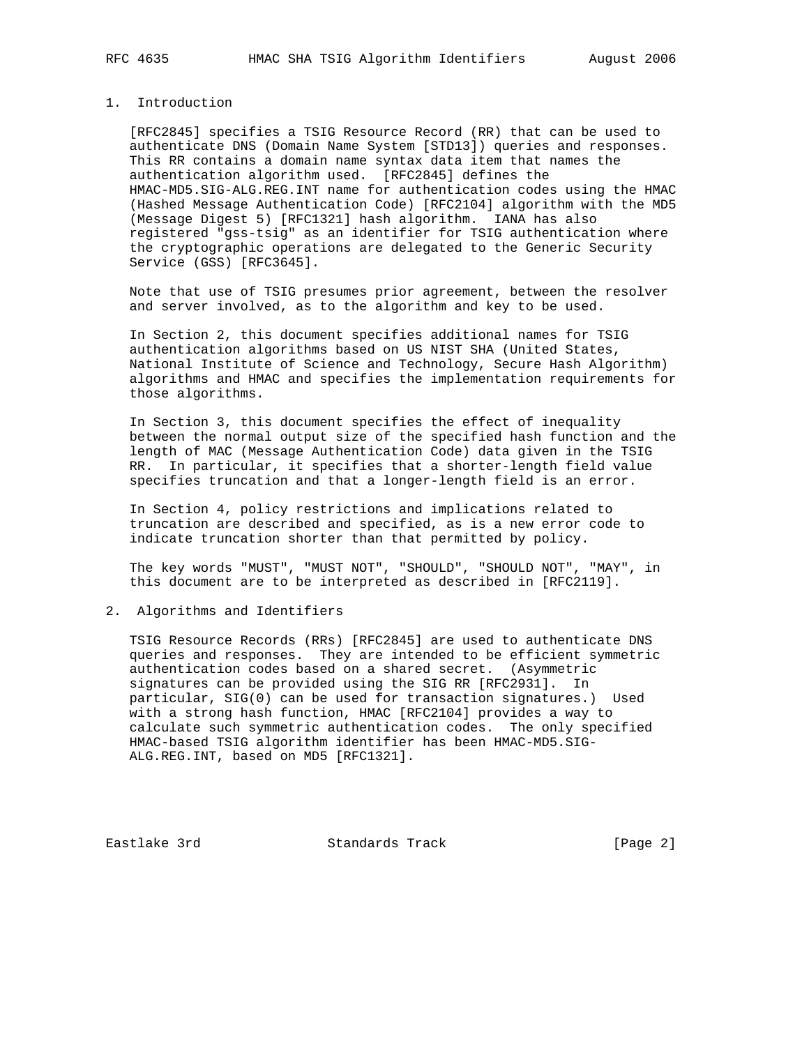## 1. Introduction

[RFC2845] specifies a TSIG Resource Record (RR) that can be used to authenticate DNS (Domain Name System [STD13]) queries and responses. This RR contains a domain name syntax data item that names the authentication algorithm used. [RFC2845] defines the HMAC-MD5.SIG-ALG.REG.INT name for authentication codes using the HMAC (Hashed Message Authentication Code) [RFC2104] algorithm with the MD5 (Message Digest 5) [RFC1321] hash algorithm. IANA has also registered "gss-tsig" as an identifier for TSIG authentication where the cryptographic operations are delegated to the Generic Security Service (GSS) [RFC3645].

Note that use of TSIG presumes prior agreement, between the resolver and server involved, as to the algorithm and key to be used.

In Section 2, this document specifies additional names for TSIG authentication algorithms based on US NIST SHA (United States, National Institute of Science and Technology, Secure Hash Algorithm) algorithms and HMAC and specifies the implementation requirements for those algorithms.

In Section 3, this document specifies the effect of inequality between the normal output size of the specified hash function and the length of MAC (Message Authentication Code) data given in the TSIG RR. In particular, it specifies that a shorter-length field value specifies truncation and that a longer-length field is an error.

In Section 4, policy restrictions and implications related to truncation are described and specified, as is a new error code to indicate truncation shorter than that permitted by policy.

The key words "MUST", "MUST NOT", "SHOULD", "SHOULD NOT", "MAY", in this document are to be interpreted as described in [RFC2119].

## 2. Algorithms and Identifiers

TSIG Resource Records (RRs) [RFC2845] are used to authenticate DNS queries and responses. They are intended to be efficient symmetric authentication codes based on a shared secret. (Asymmetric signatures can be provided using the SIG RR [RFC2931]. In particular, SIG(0) can be used for transaction signatures.) Used with a strong hash function, HMAC [RFC2104] provides a way to calculate such symmetric authentication codes. The only specified HMAC-based TSIG algorithm identifier has been HMAC-MD5.SIG-ALG.REG.INT, based on MD5 [RFC1321].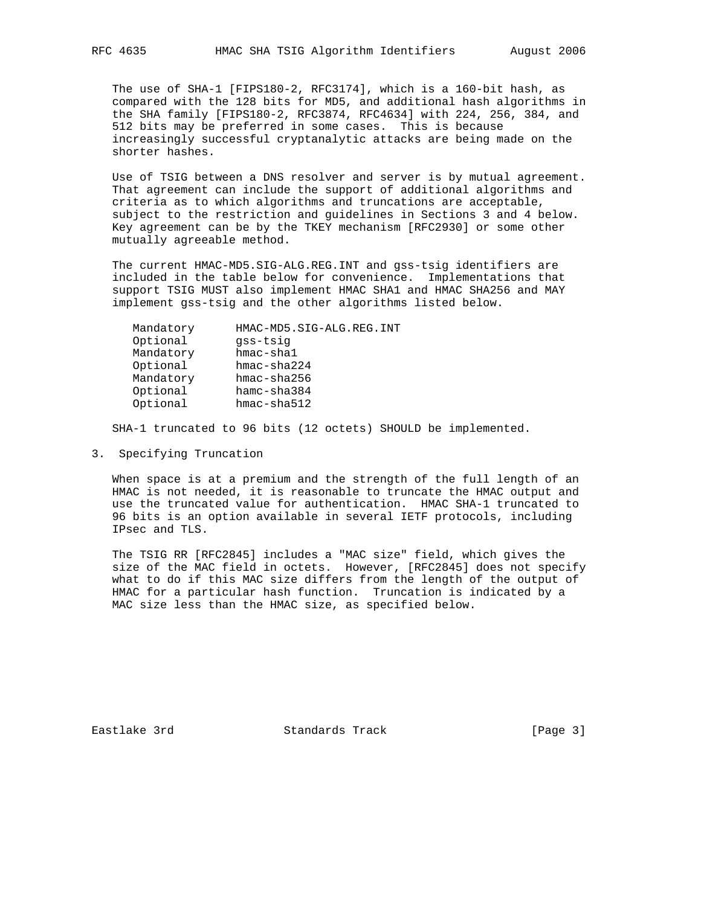The use of SHA-1 [FIPS180-2, RFC3174], which is a 160-bit hash, as compared with the 128 bits for MD5, and additional hash algorithms in the SHA family [FIPS180-2, RFC3874, RFC4634] with 224, 256, 384, and 512 bits may be preferred in some cases. This is because increasingly successful cryptanalytic attacks are being made on the shorter hashes.

Use of TSIG between a DNS resolver and server is by mutual agreement. That agreement can include the support of additional algorithms and criteria as to which algorithms and truncations are acceptable, subject to the restriction and guidelines in Sections 3 and 4 below. Key agreement can be by the TKEY mechanism [RFC2930] or some other mutually agreeable method.

The current HMAC-MD5.SIG-ALG.REG.INT and gss-tsig identifiers are included in the table below for convenience. Implementations that support TSIG MUST also implement HMAC SHA1 and HMAC SHA256 and MAY implement gss-tsig and the other algorithms listed below.

```
Mandatory      HMAC-MD5.SIG-ALG.REG.INT
Optional       gss-tsig
Mandatory      hmac-sha1
Optional       hmac-sha224
Mandatory      hmac-sha256
Optional       hamc-sha384
Optional       hmac-sha512
```

SHA-1 truncated to 96 bits (12 octets) SHOULD be implemented.

## 3. Specifying Truncation

When space is at a premium and the strength of the full length of an HMAC is not needed, it is reasonable to truncate the HMAC output and use the truncated value for authentication. HMAC SHA-1 truncated to 96 bits is an option available in several IETF protocols, including IPsec and TLS.

The TSIG RR [RFC2845] includes a "MAC size" field, which gives the size of the MAC field in octets. However, [RFC2845] does not specify what to do if this MAC size differs from the length of the output of HMAC for a particular hash function. Truncation is indicated by a MAC size less than the HMAC size, as specified below.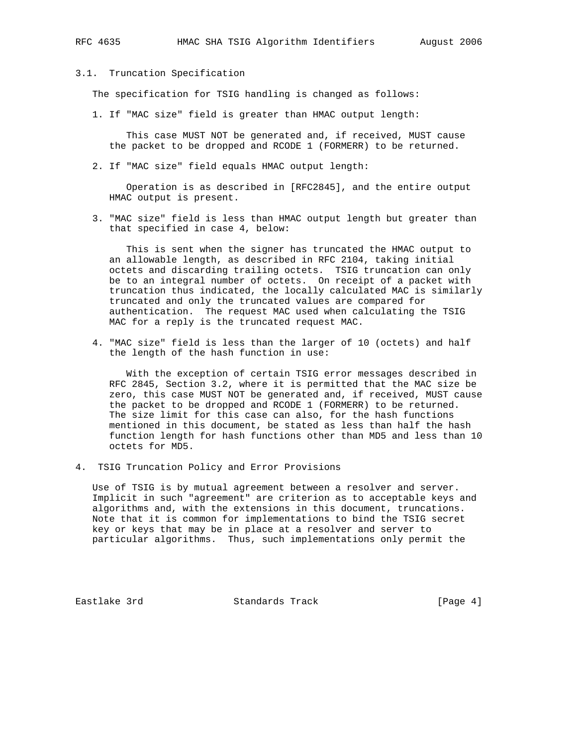### 3.1. Truncation Specification

The specification for TSIG handling is changed as follows:

1. If "MAC size" field is greater than HMAC output length:

   This case MUST NOT be generated and, if received, MUST cause the packet to be dropped and RCODE 1 (FORMERR) to be returned.

2. If "MAC size" field equals HMAC output length:

   Operation is as described in [RFC2845], and the entire output HMAC output is present.

3. "MAC size" field is less than HMAC output length but greater than that specified in case 4, below:

   This is sent when the signer has truncated the HMAC output to an allowable length, as described in RFC 2104, taking initial octets and discarding trailing octets. TSIG truncation can only be to an integral number of octets. On receipt of a packet with truncation thus indicated, the locally calculated MAC is similarly truncated and only the truncated values are compared for authentication. The request MAC used when calculating the TSIG MAC for a reply is the truncated request MAC.

4. "MAC size" field is less than the larger of 10 (octets) and half the length of the hash function in use:

   With the exception of certain TSIG error messages described in RFC 2845, Section 3.2, where it is permitted that the MAC size be zero, this case MUST NOT be generated and, if received, MUST cause the packet to be dropped and RCODE 1 (FORMERR) to be returned. The size limit for this case can also, for the hash functions mentioned in this document, be stated as less than half the hash function length for hash functions other than MD5 and less than 10 octets for MD5.

## 4. TSIG Truncation Policy and Error Provisions

Use of TSIG is by mutual agreement between a resolver and server. Implicit in such "agreement" are criterion as to acceptable keys and algorithms and, with the extensions in this document, truncations. Note that it is common for implementations to bind the TSIG secret key or keys that may be in place at a resolver and server to particular algorithms. Thus, such implementations only permit the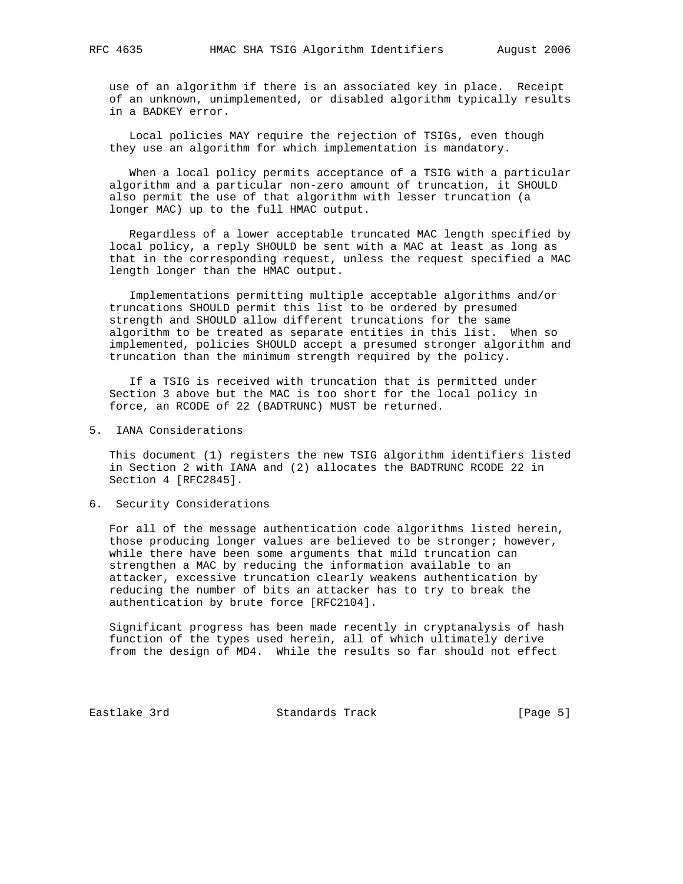use of an algorithm if there is an associated key in place. Receipt of an unknown, unimplemented, or disabled algorithm typically results in a BADKEY error.

Local policies MAY require the rejection of TSIGs, even though they use an algorithm for which implementation is mandatory.

When a local policy permits acceptance of a TSIG with a particular algorithm and a particular non-zero amount of truncation, it SHOULD also permit the use of that algorithm with lesser truncation (a longer MAC) up to the full HMAC output.

Regardless of a lower acceptable truncated MAC length specified by local policy, a reply SHOULD be sent with a MAC at least as long as that in the corresponding request, unless the request specified a MAC length longer than the HMAC output.

Implementations permitting multiple acceptable algorithms and/or truncations SHOULD permit this list to be ordered by presumed strength and SHOULD allow different truncations for the same algorithm to be treated as separate entities in this list. When so implemented, policies SHOULD accept a presumed stronger algorithm and truncation than the minimum strength required by the policy.

If a TSIG is received with truncation that is permitted under Section 3 above but the MAC is too short for the local policy in force, an RCODE of 22 (BADTRUNC) MUST be returned.

## 5. IANA Considerations

This document (1) registers the new TSIG algorithm identifiers listed in Section 2 with IANA and (2) allocates the BADTRUNC RCODE 22 in Section 4 [RFC2845].

## 6. Security Considerations

For all of the message authentication code algorithms listed herein, those producing longer values are believed to be stronger; however, while there have been some arguments that mild truncation can strengthen a MAC by reducing the information available to an attacker, excessive truncation clearly weakens authentication by reducing the number of bits an attacker has to try to break the authentication by brute force [RFC2104].

Significant progress has been made recently in cryptanalysis of hash function of the types used herein, all of which ultimately derive from the design of MD4. While the results so far should not effect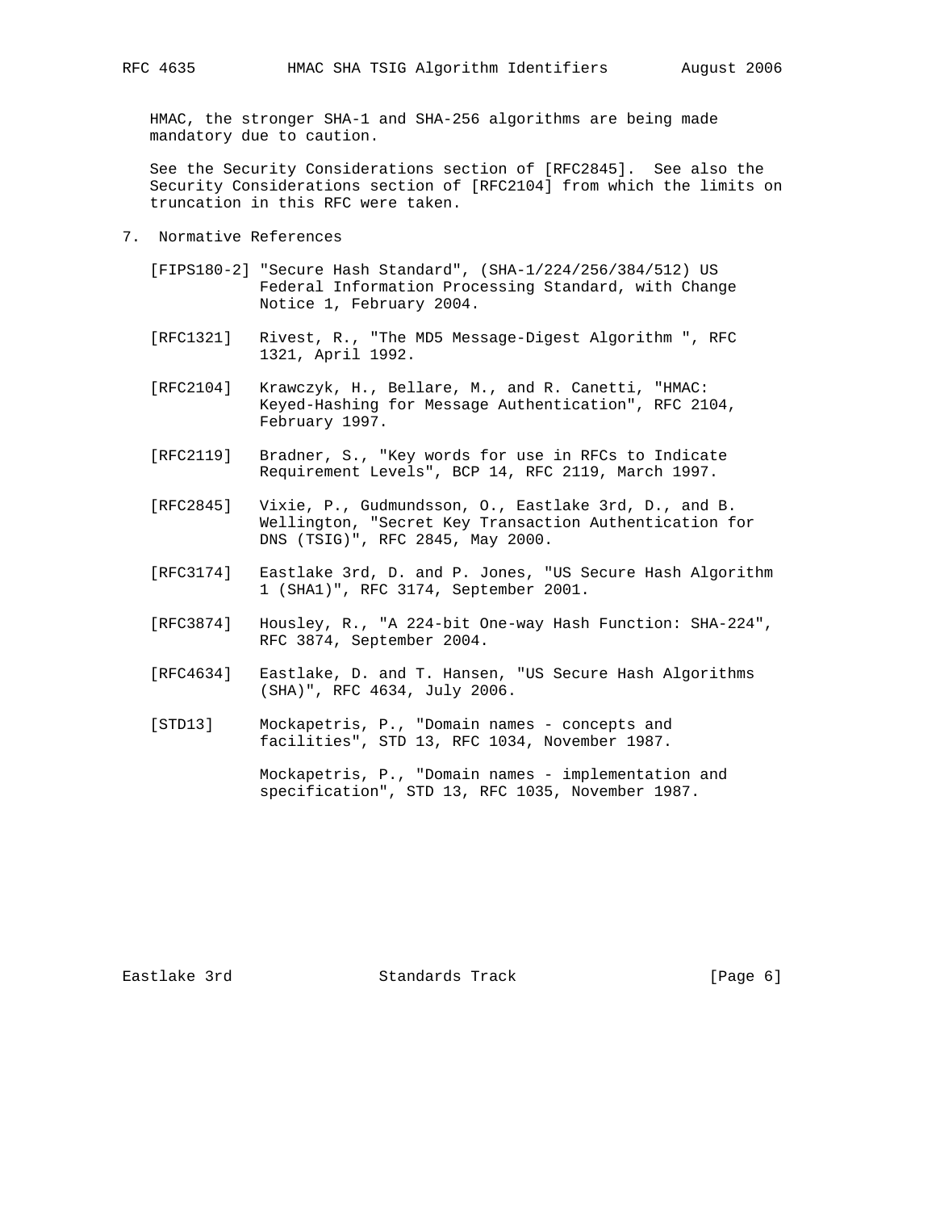HMAC, the stronger SHA-1 and SHA-256 algorithms are being made mandatory due to caution.

See the Security Considerations section of [RFC2845]. See also the Security Considerations section of [RFC2104] from which the limits on truncation in this RFC were taken.

## 7. Normative References

[FIPS180-2] "Secure Hash Standard", (SHA-1/224/256/384/512) US Federal Information Processing Standard, with Change Notice 1, February 2004.

[RFC1321] Rivest, R., "The MD5 Message-Digest Algorithm ", RFC 1321, April 1992.

[RFC2104] Krawczyk, H., Bellare, M., and R. Canetti, "HMAC: Keyed-Hashing for Message Authentication", RFC 2104, February 1997.

[RFC2119] Bradner, S., "Key words for use in RFCs to Indicate Requirement Levels", BCP 14, RFC 2119, March 1997.

[RFC2845] Vixie, P., Gudmundsson, O., Eastlake 3rd, D., and B. Wellington, "Secret Key Transaction Authentication for DNS (TSIG)", RFC 2845, May 2000.

[RFC3174] Eastlake 3rd, D. and P. Jones, "US Secure Hash Algorithm 1 (SHA1)", RFC 3174, September 2001.

[RFC3874] Housley, R., "A 224-bit One-way Hash Function: SHA-224", RFC 3874, September 2004.

[RFC4634] Eastlake, D. and T. Hansen, "US Secure Hash Algorithms (SHA)", RFC 4634, July 2006.

[STD13] Mockapetris, P., "Domain names - concepts and facilities", STD 13, RFC 1034, November 1987.

Mockapetris, P., "Domain names - implementation and specification", STD 13, RFC 1035, November 1987.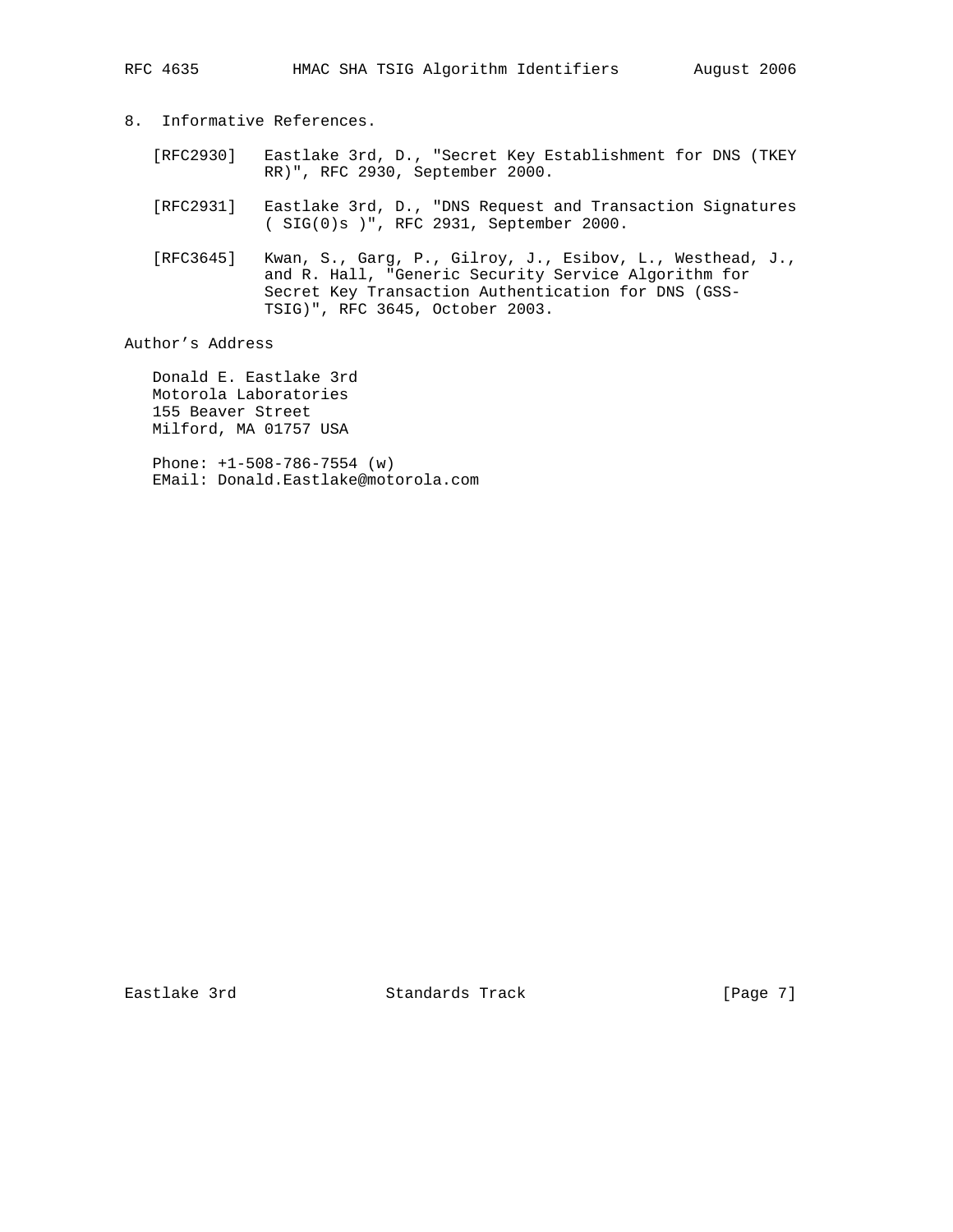## 8. Informative References.

[RFC2930] Eastlake 3rd, D., "Secret Key Establishment for DNS (TKEY RR)", RFC 2930, September 2000.

[RFC2931] Eastlake 3rd, D., "DNS Request and Transaction Signatures ( SIG(0)s )", RFC 2931, September 2000.

[RFC3645] Kwan, S., Garg, P., Gilroy, J., Esibov, L., Westhead, J., and R. Hall, "Generic Security Service Algorithm for Secret Key Transaction Authentication for DNS (GSS-TSIG)", RFC 3645, October 2003.

## Author's Address

Donald E. Eastlake 3rd
Motorola Laboratories
155 Beaver Street
Milford, MA 01757 USA

Phone: +1-508-786-7554 (w)
EMail: Donald.Eastlake@motorola.com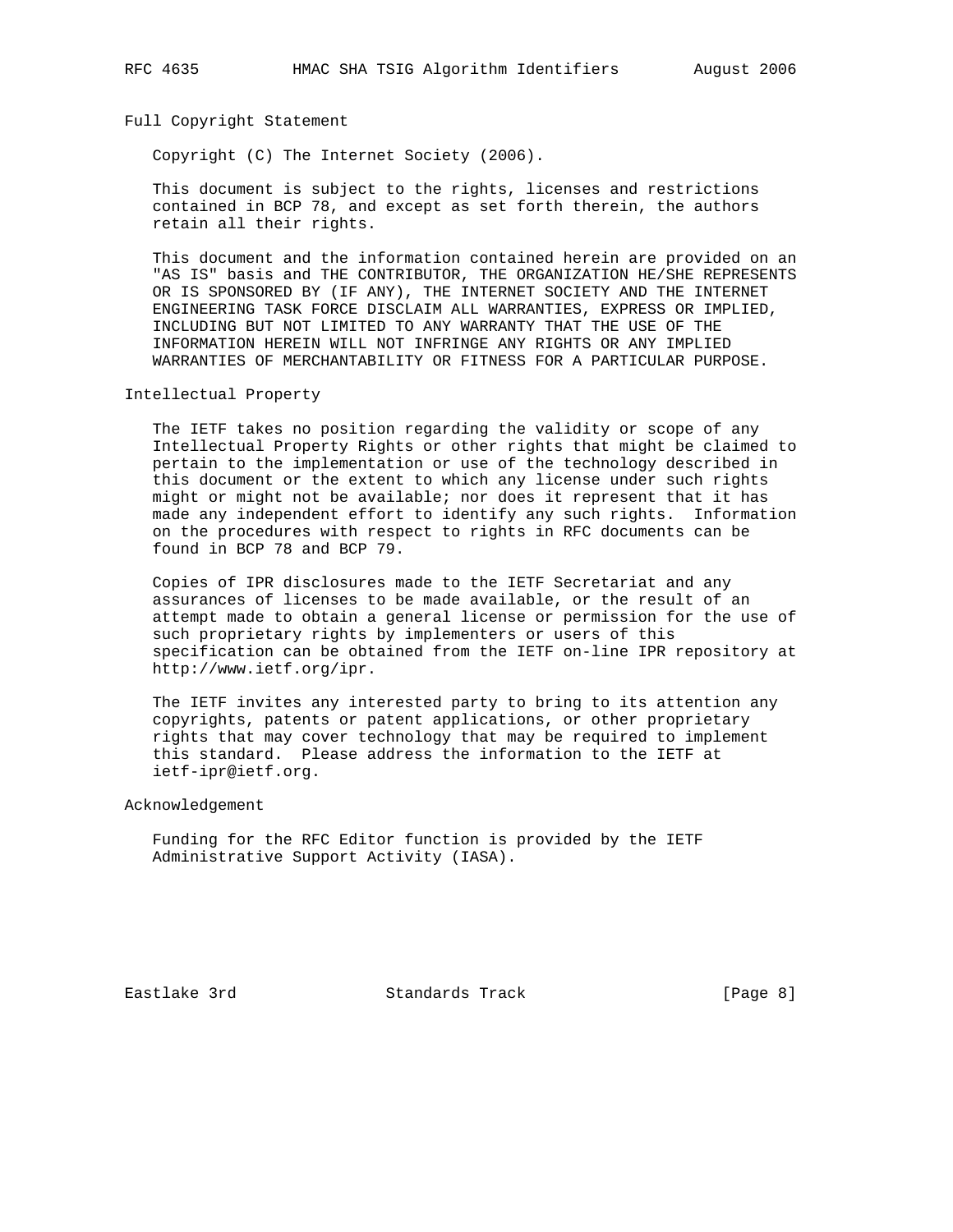## Full Copyright Statement

Copyright (C) The Internet Society (2006).

This document is subject to the rights, licenses and restrictions contained in BCP 78, and except as set forth therein, the authors retain all their rights.

This document and the information contained herein are provided on an "AS IS" basis and THE CONTRIBUTOR, THE ORGANIZATION HE/SHE REPRESENTS OR IS SPONSORED BY (IF ANY), THE INTERNET SOCIETY AND THE INTERNET ENGINEERING TASK FORCE DISCLAIM ALL WARRANTIES, EXPRESS OR IMPLIED, INCLUDING BUT NOT LIMITED TO ANY WARRANTY THAT THE USE OF THE INFORMATION HEREIN WILL NOT INFRINGE ANY RIGHTS OR ANY IMPLIED WARRANTIES OF MERCHANTABILITY OR FITNESS FOR A PARTICULAR PURPOSE.

## Intellectual Property

The IETF takes no position regarding the validity or scope of any Intellectual Property Rights or other rights that might be claimed to pertain to the implementation or use of the technology described in this document or the extent to which any license under such rights might or might not be available; nor does it represent that it has made any independent effort to identify any such rights. Information on the procedures with respect to rights in RFC documents can be found in BCP 78 and BCP 79.

Copies of IPR disclosures made to the IETF Secretariat and any assurances of licenses to be made available, or the result of an attempt made to obtain a general license or permission for the use of such proprietary rights by implementers or users of this specification can be obtained from the IETF on-line IPR repository at http://www.ietf.org/ipr.

The IETF invites any interested party to bring to its attention any copyrights, patents or patent applications, or other proprietary rights that may cover technology that may be required to implement this standard. Please address the information to the IETF at ietf-ipr@ietf.org.

## Acknowledgement

Funding for the RFC Editor function is provided by the IETF Administrative Support Activity (IASA).